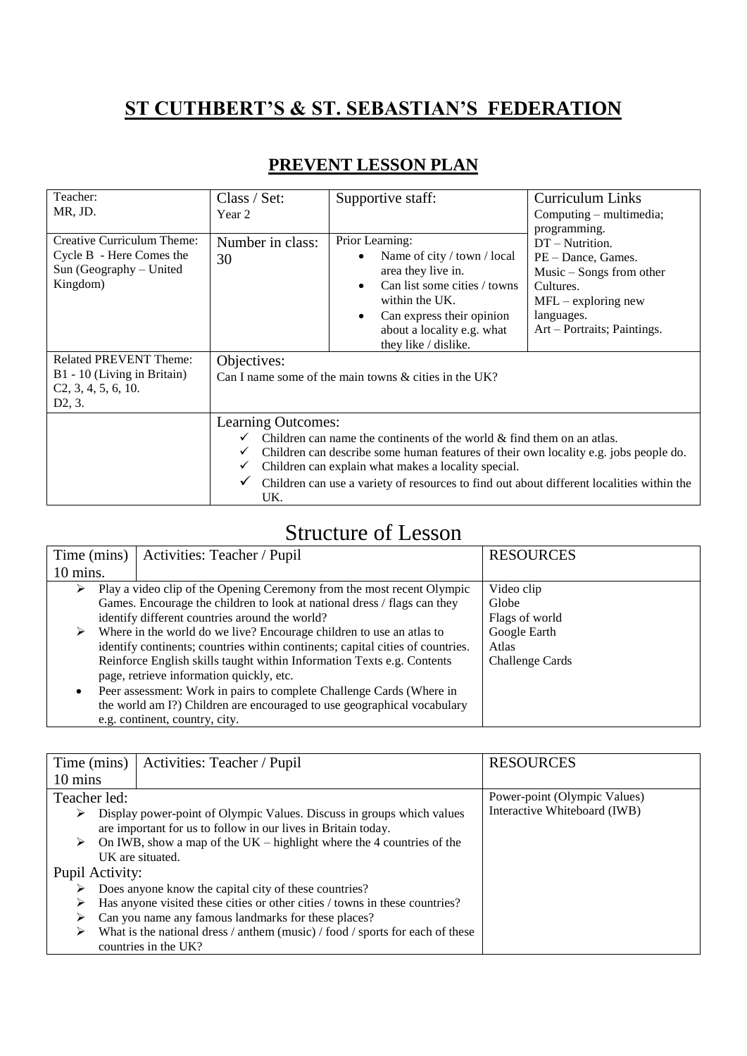# ST CUTHBERT'S & ST. SEBASTIAN'S FEDERATION

## PREVENT LESSON PLAN

| Teacher: MR, JD. | Class / Set: Year 2 | Supportive staff: | Curriculum Links Computing – multimedia; programming. DT – Nutrition. PE – Dance, Games. Music – Songs from other Cultures. MFL – exploring new languages. Art – Portraits; Paintings. |
|---|---|---|---|
| Creative Curriculum Theme: Cycle B - Here Comes the Sun (Geography – United Kingdom) | Number in class: 30 | Prior Learning: <br>• Name of city / town / local area they live in. <br>• Can list some cities / towns within the UK. <br>• Can express their opinion about a locality e.g. what they like / dislike. | |
| Related PREVENT Theme: B1 - 10 (Living in Britain) C2, 3, 4, 5, 6, 10. D2, 3. | Objectives: Can I name some of the main towns & cities in the UK? | | |
| | Learning Outcomes: <br>✓ Children can name the continents of the world & find them on an atlas. <br>✓ Children can describe some human features of their own locality e.g. jobs people do. <br>✓ Children can explain what makes a locality special. <br>✓ Children can use a variety of resources to find out about different localities within the UK. | | |

# Structure of Lesson

| Time (mins) 10 mins. | Activities: Teacher / Pupil | RESOURCES |
|---|---|---|
| | ➢ Play a video clip of the Opening Ceremony from the most recent Olympic Games. Encourage the children to look at national dress / flags can they identify different countries around the world? <br>➢ Where in the world do we live? Encourage children to use an atlas to identify continents; countries within continents; capital cities of countries. Reinforce English skills taught within Information Texts e.g. Contents page, retrieve information quickly, etc. <br>• Peer assessment: Work in pairs to complete Challenge Cards (Where in the world am I?) Children are encouraged to use geographical vocabulary e.g. continent, country, city. | Video clip <br>Globe <br>Flags of world <br>Google Earth <br>Atlas <br>Challenge Cards |

| Time (mins) 10 mins | Activities: Teacher / Pupil | RESOURCES |
|---|---|---|
| | Teacher led: <br>➢ Display power-point of Olympic Values. Discuss in groups which values are important for us to follow in our lives in Britain today. <br>➢ On IWB, show a map of the UK – highlight where the 4 countries of the UK are situated. <br>Pupil Activity: <br>➢ Does anyone know the capital city of these countries? <br>➢ Has anyone visited these cities or other cities / towns in these countries? <br>➢ Can you name any famous landmarks for these places? <br>➢ What is the national dress / anthem (music) / food / sports for each of these countries in the UK? | Power-point (Olympic Values) <br>Interactive Whiteboard (IWB) |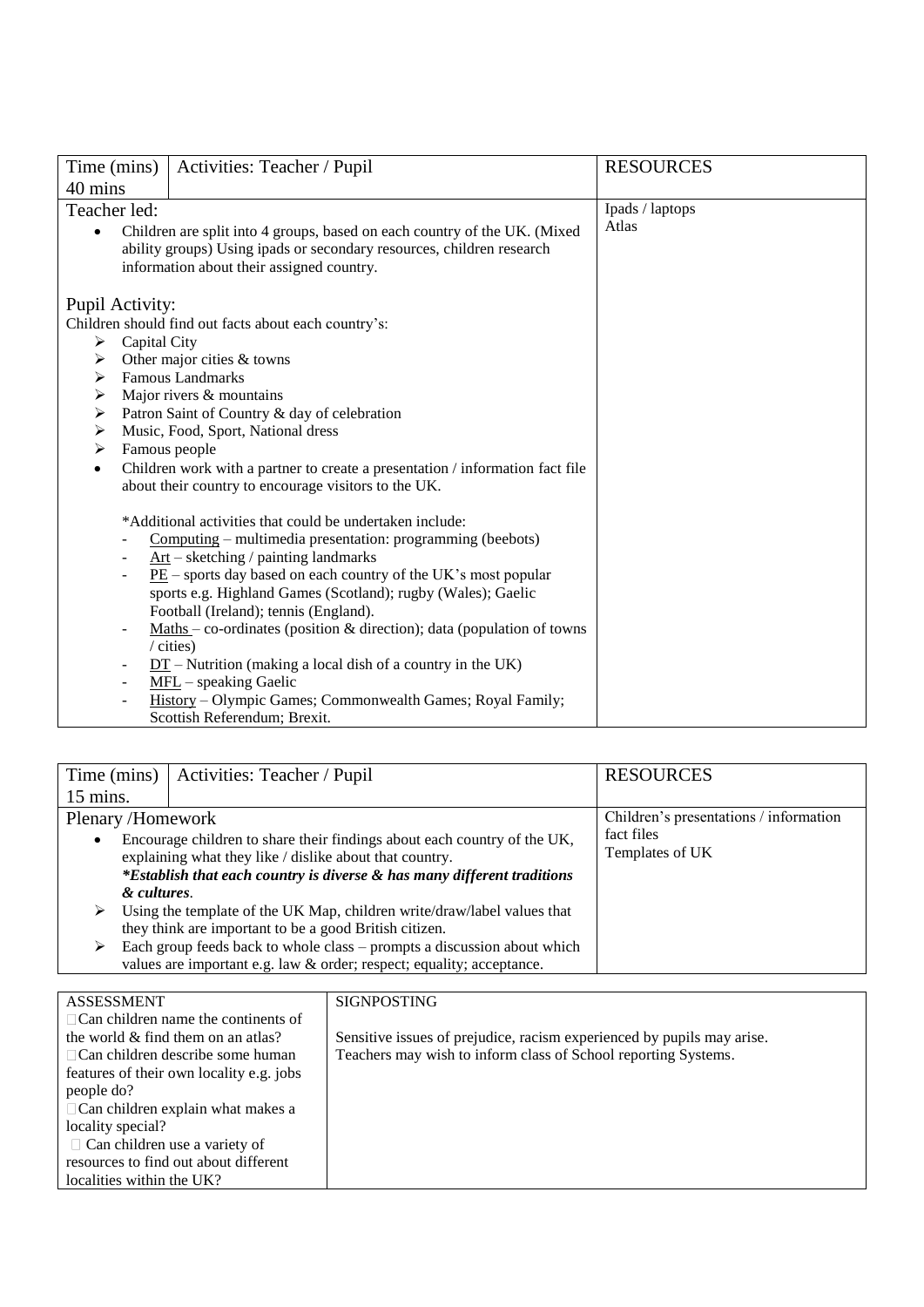| Time (mins) 40 mins | Activities: Teacher / Pupil | RESOURCES |
|---|---|---|
| Teacher led:<br>• Children are split into 4 groups, based on each country of the UK. (Mixed ability groups) Using ipads or secondary resources, children research information about their assigned country.<br><br>Pupil Activity:<br>Children should find out facts about each country's:<br>➢ Capital City<br>➢ Other major cities & towns<br>➢ Famous Landmarks<br>➢ Major rivers & mountains<br>➢ Patron Saint of Country & day of celebration<br>➢ Music, Food, Sport, National dress<br>➢ Famous people<br>• Children work with a partner to create a presentation / information fact file about their country to encourage visitors to the UK.<br><br>*Additional activities that could be undertaken include:<br>- Computing – multimedia presentation: programming (beebots)<br>- Art – sketching / painting landmarks<br>- PE – sports day based on each country of the UK's most popular sports e.g. Highland Games (Scotland); rugby (Wales); Gaelic Football (Ireland); tennis (England).<br>- Maths – co-ordinates (position & direction); data (population of towns / cities)<br>- DT – Nutrition (making a local dish of a country in the UK)<br>- MFL – speaking Gaelic<br>- History – Olympic Games; Commonwealth Games; Royal Family; Scottish Referendum; Brexit. | | Ipads / laptops<br>Atlas |

| Time (mins) 15 mins. | Activities: Teacher / Pupil | RESOURCES |
|---|---|---|
| Plenary /Homework<br>• Encourage children to share their findings about each country of the UK, explaining what they like / dislike about that country.<br>***Establish that each country is diverse & has many different traditions & cultures**.<br>➢ Using the template of the UK Map, children write/draw/label values that they think are important to be a good British citizen.<br>➢ Each group feeds back to whole class – prompts a discussion about which values are important e.g. law & order; respect; equality; acceptance. | | Children's presentations / information fact files<br>Templates of UK |

| ASSESSMENT | SIGNPOSTING |
|---|---|
| Can children name the continents of the world & find them on an atlas?<br>Can children describe some human features of their own locality e.g. jobs people do?<br>Can children explain what makes a locality special?<br>Can children use a variety of resources to find out about different localities within the UK? | Sensitive issues of prejudice, racism experienced by pupils may arise.<br>Teachers may wish to inform class of School reporting Systems. |